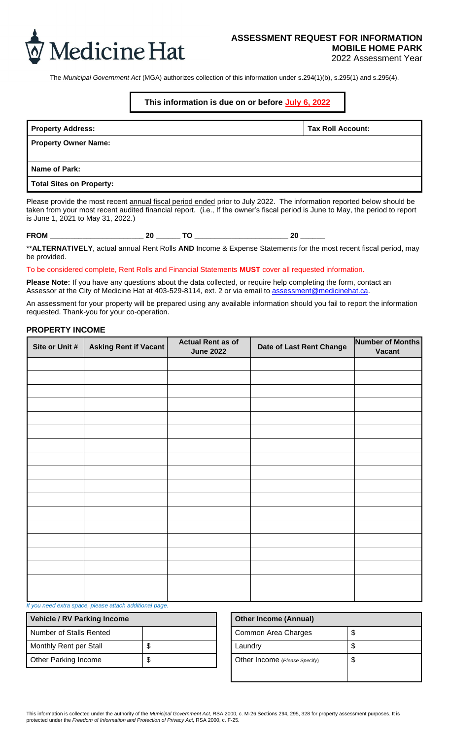Medicine Hat

# ASSESSMENT REQUEST FOR INFORMATION
## MOBILE HOME PARK
2022 Assessment Year

The *Municipal Government Act* (MGA) authorizes collection of this information under s.294(1)(b), s.295(1) and s.295(4).

**This information is due on or before July 6, 2022**

| **Property Address:** | **Tax Roll Account:** |
|---|---|
| **Property Owner Name:** | |
| **Name of Park:** | |
| **Total Sites on Property:** | |

Please provide the most recent annual fiscal period ended prior to July 2022. The information reported below should be taken from your most recent audited financial report. (i.e., If the owner's fiscal period is June to May, the period to report is June 1, 2021 to May 31, 2022.)

**FROM** ______________________ **20** ______ **TO** ______________________ **20** ______

****ALTERNATIVELY**, actual annual Rent Rolls **AND** Income & Expense Statements for the most recent fiscal period, may be provided.

To be considered complete, Rent Rolls and Financial Statements **MUST** cover all requested information.

**Please Note:** If you have any questions about the data collected, or require help completing the form, contact an Assessor at the City of Medicine Hat at 403-529-8114, ext. 2 or via email to assessment@medicinehat.ca.

An assessment for your property will be prepared using any available information should you fail to report the information requested. Thank-you for your co-operation.

### PROPERTY INCOME

| Site or Unit # | Asking Rent if Vacant | Actual Rent as of June 2022 | Date of Last Rent Change | Number of Months Vacant |
|---|---|---|---|---|
| | | | | |
| | | | | |
| | | | | |
| | | | | |
| | | | | |
| | | | | |
| | | | | |
| | | | | |
| | | | | |
| | | | | |
| | | | | |
| | | | | |
| | | | | |
| | | | | |
| | | | | |
| | | | | |
| | | | | |
| | | | | |

*If you need extra space, please attach additional page.*

| **Vehicle / RV Parking Income** | |
|---|---|
| Number of Stalls Rented | |
| Monthly Rent per Stall | $ |
| Other Parking Income | $ |

| **Other Income (Annual)** | |
|---|---|
| Common Area Charges | $ |
| Laundry | $ |
| Other Income *(Please Specify)* | $ |

This information is collected under the authority of the *Municipal Government Act*, RSA 2000, c. M-26 Sections 294, 295, 328 for property assessment purposes. It is protected under the *Freedom of Information and Protection of Privacy Act*, RSA 2000, c. F-25.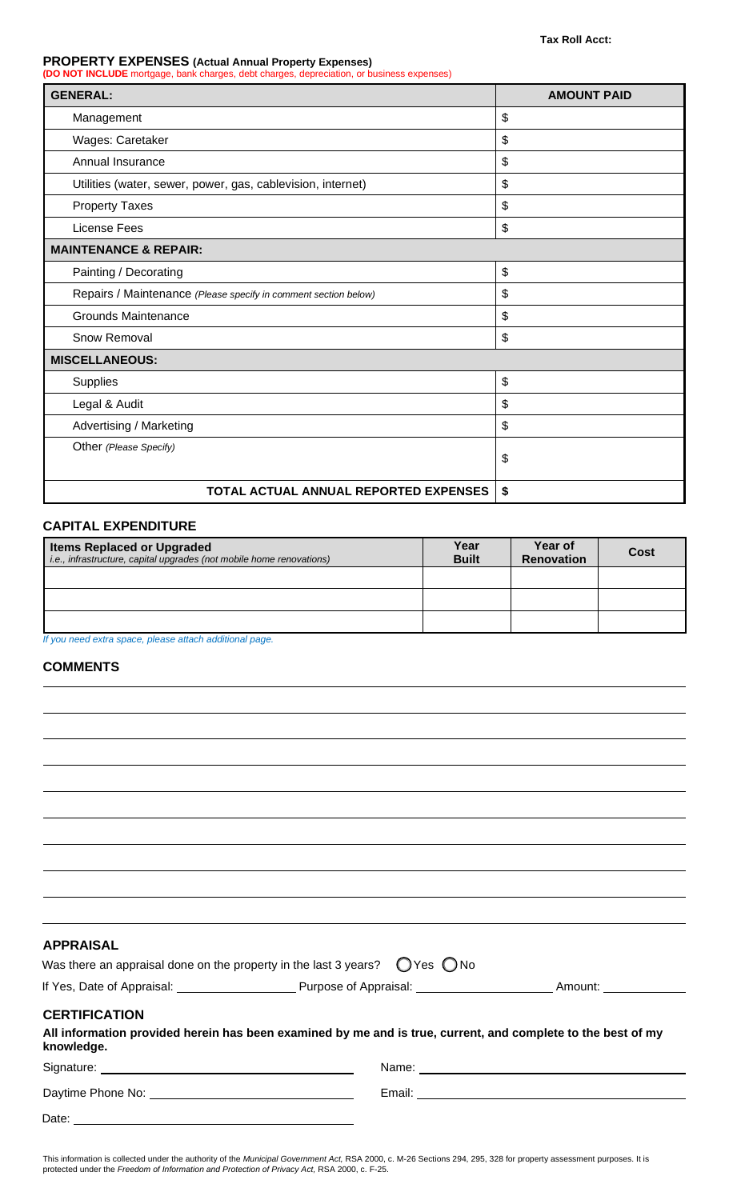**Tax Roll Acct:**

## PROPERTY EXPENSES (Actual Annual Property Expenses)

**(DO NOT INCLUDE** mortgage, bank charges, debt charges, depreciation, or business expenses)

| **GENERAL:** | **AMOUNT PAID** |
|---|---|
| Management | $ |
| Wages: Caretaker | $ |
| Annual Insurance | $ |
| Utilities (water, sewer, power, gas, cablevision, internet) | $ |
| Property Taxes | $ |
| License Fees | $ |
| **MAINTENANCE & REPAIR:** | |
| Painting / Decorating | $ |
| Repairs / Maintenance *(Please specify in comment section below)* | $ |
| Grounds Maintenance | $ |
| Snow Removal | $ |
| **MISCELLANEOUS:** | |
| Supplies | $ |
| Legal & Audit | $ |
| Advertising / Marketing | $ |
| Other *(Please Specify)* | $ |
| **TOTAL ACTUAL ANNUAL REPORTED EXPENSES** | **$** |

## CAPITAL EXPENDITURE

| **Items Replaced or Upgraded** *i.e., infrastructure, capital upgrades (not mobile home renovations)* | **Year Built** | **Year of Renovation** | **Cost** |
|---|---|---|---|
| | | | |
| | | | |
| | | | |

*If you need extra space, please attach additional page.*

## COMMENTS

## APPRAISAL

Was there an appraisal done on the property in the last 3 years? ◯ Yes ◯ No

If Yes, Date of Appraisal: ______________ Purpose of Appraisal: ______________ Amount: ______________

## CERTIFICATION

**All information provided herein has been examined by me and is true, current, and complete to the best of my knowledge.**

Signature: ______________ Name: ______________

Daytime Phone No: ______________ Email: ______________

Date: ______________

This information is collected under the authority of the *Municipal Government Act,* RSA 2000, c. M-26 Sections 294, 295, 328 for property assessment purposes. It is protected under the *Freedom of Information and Protection of Privacy Act,* RSA 2000, c. F-25.